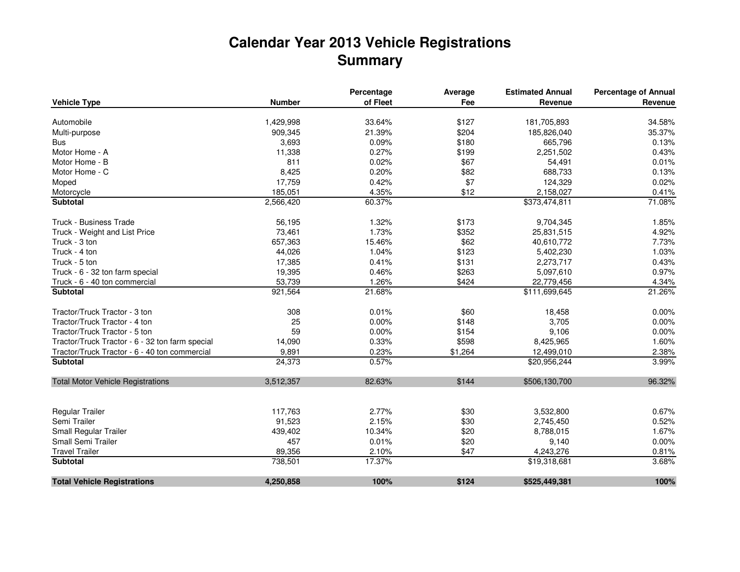# Calendar Year 2013 Vehicle Registrations
## Summary

| Vehicle Type | Number | Percentage of Fleet | Average Fee | Estimated Annual Revenue | Percentage of Annual Revenue |
|---|---|---|---|---|---|
| Automobile | 1,429,998 | 33.64% | $127 | 181,705,893 | 34.58% |
| Multi-purpose | 909,345 | 21.39% | $204 | 185,826,040 | 35.37% |
| Bus | 3,693 | 0.09% | $180 | 665,796 | 0.13% |
| Motor Home - A | 11,338 | 0.27% | $199 | 2,251,502 | 0.43% |
| Motor Home - B | 811 | 0.02% | $67 | 54,491 | 0.01% |
| Motor Home - C | 8,425 | 0.20% | $82 | 688,733 | 0.13% |
| Moped | 17,759 | 0.42% | $7 | 124,329 | 0.02% |
| Motorcycle | 185,051 | 4.35% | $12 | 2,158,027 | 0.41% |
| **Subtotal** | 2,566,420 | 60.37% | | $373,474,811 | 71.08% |
| Truck - Business Trade | 56,195 | 1.32% | $173 | 9,704,345 | 1.85% |
| Truck - Weight and List Price | 73,461 | 1.73% | $352 | 25,831,515 | 4.92% |
| Truck - 3 ton | 657,363 | 15.46% | $62 | 40,610,772 | 7.73% |
| Truck - 4 ton | 44,026 | 1.04% | $123 | 5,402,230 | 1.03% |
| Truck - 5 ton | 17,385 | 0.41% | $131 | 2,273,717 | 0.43% |
| Truck - 6 - 32 ton farm special | 19,395 | 0.46% | $263 | 5,097,610 | 0.97% |
| Truck - 6 - 40 ton commercial | 53,739 | 1.26% | $424 | 22,779,456 | 4.34% |
| **Subtotal** | 921,564 | 21.68% | | $111,699,645 | 21.26% |
| Tractor/Truck Tractor - 3 ton | 308 | 0.01% | $60 | 18,458 | 0.00% |
| Tractor/Truck Tractor - 4 ton | 25 | 0.00% | $148 | 3,705 | 0.00% |
| Tractor/Truck Tractor - 5 ton | 59 | 0.00% | $154 | 9,106 | 0.00% |
| Tractor/Truck Tractor - 6 - 32 ton farm special | 14,090 | 0.33% | $598 | 8,425,965 | 1.60% |
| Tractor/Truck Tractor - 6 - 40 ton commercial | 9,891 | 0.23% | $1,264 | 12,499,010 | 2.38% |
| **Subtotal** | 24,373 | 0.57% | | $20,956,244 | 3.99% |
| Total Motor Vehicle Registrations | 3,512,357 | 82.63% | $144 | $506,130,700 | 96.32% |
| Regular Trailer | 117,763 | 2.77% | $30 | 3,532,800 | 0.67% |
| Semi Trailer | 91,523 | 2.15% | $30 | 2,745,450 | 0.52% |
| Small Regular Trailer | 439,402 | 10.34% | $20 | 8,788,015 | 1.67% |
| Small Semi Trailer | 457 | 0.01% | $20 | 9,140 | 0.00% |
| Travel Trailer | 89,356 | 2.10% | $47 | 4,243,276 | 0.81% |
| **Subtotal** | 738,501 | 17.37% | | $19,318,681 | 3.68% |
| **Total Vehicle Registrations** | **4,250,858** | **100%** | **$124** | **$525,449,381** | **100%** |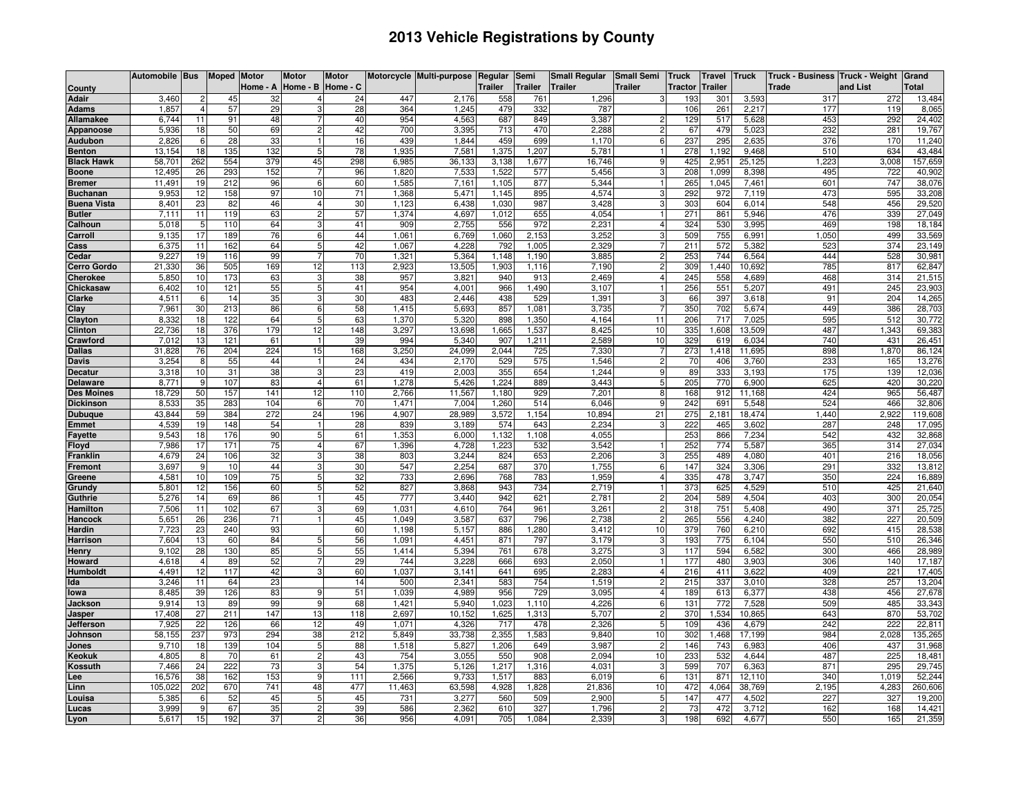# 2013 Vehicle Registrations by County

| County | Automobile | Bus | Moped | Motor Home - A | Motor Home - B | Motor Home - C | Motorcycle | Multi-purpose | Regular Trailer | Semi Trailer | Small Regular Trailer | Small Semi Trailer | Truck Tractor | Travel Trailer | Truck | Truck - Business Trade | Truck - Weight and List | Grand Total |
|---|---|---|---|---|---|---|---|---|---|---|---|---|---|---|---|---|---|---|
| Adair | 3,460 | 2 | 45 | 32 | 4 | 24 | 447 | 2,176 | 558 | 761 | 1,296 | 3 | 193 | 301 | 3,593 | 317 | 272 | 13,484 |
| Adams | 1,857 | 4 | 57 | 29 | 3 | 28 | 364 | 1,245 | 479 | 332 | 787 | | 106 | 261 | 2,217 | 177 | 119 | 8,065 |
| Allamakee | 6,744 | 11 | 91 | 48 | 7 | 40 | 954 | 4,563 | 687 | 849 | 3,387 | 2 | 129 | 517 | 5,628 | 453 | 292 | 24,402 |
| Appanoose | 5,936 | 18 | 50 | 69 | 2 | 42 | 700 | 3,395 | 713 | 470 | 2,288 | 2 | 67 | 479 | 5,023 | 232 | 281 | 19,767 |
| Audubon | 2,826 | 6 | 28 | 33 | 1 | 16 | 439 | 1,844 | 459 | 699 | 1,170 | 6 | 237 | 295 | 2,635 | 376 | 170 | 11,240 |
| Benton | 13,154 | 18 | 135 | 132 | 5 | 78 | 1,935 | 7,581 | 1,375 | 1,207 | 5,781 | 1 | 278 | 1,192 | 9,468 | 510 | 634 | 43,484 |
| Black Hawk | 58,701 | 262 | 554 | 379 | 45 | 298 | 6,985 | 36,133 | 3,138 | 1,677 | 16,746 | 9 | 425 | 2,951 | 25,125 | 1,223 | 3,008 | 157,659 |
| Boone | 12,495 | 26 | 293 | 152 | 7 | 96 | 1,820 | 7,533 | 1,522 | 577 | 5,456 | 3 | 208 | 1,099 | 8,398 | 495 | 722 | 40,902 |
| Bremer | 11,491 | 19 | 212 | 96 | 6 | 60 | 1,585 | 7,161 | 1,105 | 877 | 5,344 | 1 | 265 | 1,045 | 7,461 | 601 | 747 | 38,076 |
| Buchanan | 9,953 | 12 | 158 | 97 | 10 | 71 | 1,368 | 5,471 | 1,145 | 895 | 4,574 | 3 | 292 | 972 | 7,119 | 473 | 595 | 33,208 |
| Buena Vista | 8,401 | 23 | 82 | 46 | 4 | 30 | 1,123 | 6,438 | 1,030 | 987 | 3,428 | 3 | 303 | 604 | 6,014 | 548 | 456 | 29,520 |
| Butler | 7,111 | 11 | 119 | 63 | 2 | 57 | 1,374 | 4,697 | 1,012 | 655 | 4,054 | 1 | 271 | 861 | 5,946 | 476 | 339 | 27,049 |
| Calhoun | 5,018 | 5 | 110 | 64 | 3 | 41 | 909 | 2,755 | 556 | 972 | 2,231 | 4 | 324 | 530 | 3,995 | 469 | 198 | 18,184 |
| Carroll | 9,135 | 17 | 189 | 76 | 6 | 44 | 1,061 | 6,769 | 1,060 | 2,153 | 3,252 | 3 | 509 | 755 | 6,991 | 1,050 | 499 | 33,569 |
| Cass | 6,375 | 11 | 162 | 64 | 5 | 42 | 1,067 | 4,228 | 792 | 1,005 | 2,329 | 7 | 211 | 572 | 5,382 | 523 | 374 | 23,149 |
| Cedar | 9,227 | 19 | 116 | 99 | 7 | 70 | 1,321 | 5,364 | 1,148 | 1,190 | 3,885 | 2 | 253 | 744 | 6,564 | 444 | 528 | 30,981 |
| Cerro Gordo | 21,330 | 36 | 505 | 169 | 12 | 113 | 2,923 | 13,505 | 1,903 | 1,116 | 7,190 | 2 | 309 | 1,440 | 10,692 | 785 | 817 | 62,847 |
| Cherokee | 5,850 | 10 | 173 | 63 | 3 | 38 | 957 | 3,821 | 940 | 913 | 2,469 | 4 | 245 | 558 | 4,689 | 468 | 314 | 21,515 |
| Chickasaw | 6,402 | 10 | 121 | 55 | 5 | 41 | 954 | 4,001 | 966 | 1,490 | 3,107 | 1 | 256 | 551 | 5,207 | 491 | 245 | 23,903 |
| Clarke | 4,511 | 6 | 14 | 35 | 3 | 30 | 483 | 2,446 | 438 | 529 | 1,391 | 3 | 66 | 397 | 3,618 | 91 | 204 | 14,265 |
| Clay | 7,961 | 30 | 213 | 86 | 6 | 58 | 1,415 | 5,693 | 857 | 1,081 | 3,735 | 7 | 350 | 702 | 5,674 | 449 | 386 | 28,703 |
| Clayton | 8,332 | 18 | 122 | 64 | 5 | 63 | 1,370 | 5,320 | 898 | 1,350 | 4,164 | 11 | 206 | 717 | 7,025 | 595 | 512 | 30,772 |
| Clinton | 22,736 | 18 | 376 | 179 | 12 | 148 | 3,297 | 13,698 | 1,665 | 1,537 | 8,425 | 10 | 335 | 1,608 | 13,509 | 487 | 1,343 | 69,383 |
| Crawford | 7,012 | 13 | 121 | 61 | 1 | 39 | 994 | 5,340 | 907 | 1,211 | 2,589 | 10 | 329 | 619 | 6,034 | 740 | 431 | 26,451 |
| Dallas | 31,828 | 76 | 204 | 224 | 15 | 168 | 3,250 | 24,099 | 2,044 | 725 | 7,330 | 7 | 273 | 1,418 | 11,695 | 898 | 1,870 | 86,124 |
| Davis | 3,254 | 8 | 55 | 44 | 1 | 24 | 434 | 2,170 | 529 | 575 | 1,546 | 2 | 70 | 406 | 3,760 | 233 | 165 | 13,276 |
| Decatur | 3,318 | 10 | 31 | 38 | 3 | 23 | 419 | 2,003 | 355 | 654 | 1,244 | 9 | 89 | 333 | 3,193 | 175 | 139 | 12,036 |
| Delaware | 8,771 | 9 | 107 | 83 | 4 | 61 | 1,278 | 5,426 | 1,224 | 889 | 3,443 | 5 | 205 | 770 | 6,900 | 625 | 420 | 30,220 |
| Des Moines | 18,729 | 50 | 157 | 141 | 12 | 110 | 2,766 | 11,567 | 1,180 | 929 | 7,201 | 8 | 168 | 912 | 11,168 | 424 | 965 | 56,487 |
| Dickinson | 8,533 | 35 | 283 | 104 | 6 | 70 | 1,471 | 7,004 | 1,260 | 514 | 6,046 | 9 | 242 | 691 | 5,548 | 524 | 466 | 32,806 |
| Dubuque | 43,844 | 59 | 384 | 272 | 24 | 196 | 4,907 | 28,989 | 3,572 | 1,154 | 10,894 | 21 | 275 | 2,181 | 18,474 | 1,440 | 2,922 | 119,608 |
| Emmet | 4,539 | 19 | 148 | 54 | 1 | 28 | 839 | 3,189 | 574 | 643 | 2,234 | 3 | 222 | 465 | 3,602 | 287 | 248 | 17,095 |
| Fayette | 9,543 | 18 | 176 | 90 | 5 | 61 | 1,353 | 6,000 | 1,132 | 1,108 | 4,055 | | 253 | 866 | 7,234 | 542 | 432 | 32,868 |
| Floyd | 7,986 | 17 | 171 | 75 | 4 | 67 | 1,396 | 4,728 | 1,223 | 532 | 3,542 | 1 | 252 | 774 | 5,587 | 365 | 314 | 27,034 |
| Franklin | 4,679 | 24 | 106 | 32 | 3 | 38 | 803 | 3,244 | 824 | 653 | 2,206 | 3 | 255 | 489 | 4,080 | 401 | 216 | 18,056 |
| Fremont | 3,697 | 9 | 10 | 44 | 3 | 30 | 547 | 2,254 | 687 | 370 | 1,755 | 6 | 147 | 324 | 3,306 | 291 | 332 | 13,812 |
| Greene | 4,581 | 10 | 109 | 75 | 5 | 32 | 733 | 2,696 | 768 | 783 | 1,959 | 4 | 335 | 478 | 3,747 | 350 | 224 | 16,889 |
| Grundy | 5,801 | 12 | 156 | 60 | 5 | 52 | 827 | 3,868 | 943 | 734 | 2,719 | 1 | 373 | 625 | 4,529 | 510 | 425 | 21,640 |
| Guthrie | 5,276 | 14 | 69 | 86 | 1 | 45 | 777 | 3,440 | 942 | 621 | 2,781 | 2 | 204 | 589 | 4,504 | 403 | 300 | 20,054 |
| Hamilton | 7,506 | 11 | 102 | 67 | 3 | 69 | 1,031 | 4,610 | 764 | 961 | 3,261 | 2 | 318 | 751 | 5,408 | 490 | 371 | 25,725 |
| Hancock | 5,651 | 26 | 236 | 71 | 1 | 45 | 1,049 | 3,587 | 637 | 796 | 2,738 | 2 | 265 | 556 | 4,240 | 382 | 227 | 20,509 |
| Hardin | 7,723 | 23 | 240 | 93 | | 60 | 1,198 | 5,157 | 886 | 1,280 | 3,412 | 10 | 379 | 760 | 6,210 | 692 | 415 | 28,538 |
| Harrison | 7,604 | 13 | 60 | 84 | 5 | 56 | 1,091 | 4,451 | 871 | 797 | 3,179 | 3 | 193 | 775 | 6,104 | 550 | 510 | 26,346 |
| Henry | 9,102 | 28 | 130 | 85 | 5 | 55 | 1,414 | 5,394 | 761 | 678 | 3,275 | 3 | 117 | 594 | 6,582 | 300 | 466 | 28,989 |
| Howard | 4,618 | 4 | 89 | 52 | 7 | 29 | 744 | 3,228 | 666 | 693 | 2,050 | 1 | 177 | 480 | 3,903 | 306 | 140 | 17,187 |
| Humboldt | 4,491 | 12 | 117 | 42 | 3 | 60 | 1,037 | 3,141 | 641 | 695 | 2,283 | 4 | 216 | 411 | 3,622 | 409 | 221 | 17,405 |
| Ida | 3,246 | 11 | 64 | 23 | | 14 | 500 | 2,341 | 583 | 754 | 1,519 | 2 | 215 | 337 | 3,010 | 328 | 257 | 13,204 |
| Iowa | 8,485 | 39 | 126 | 83 | 9 | 51 | 1,039 | 4,989 | 956 | 729 | 3,095 | 4 | 189 | 613 | 6,377 | 438 | 456 | 27,678 |
| Jackson | 9,914 | 13 | 89 | 99 | 9 | 68 | 1,421 | 5,940 | 1,023 | 1,110 | 4,226 | 6 | 131 | 772 | 7,528 | 509 | 485 | 33,343 |
| Jasper | 17,408 | 27 | 211 | 147 | 13 | 118 | 2,697 | 10,152 | 1,625 | 1,313 | 5,707 | 2 | 370 | 1,534 | 10,865 | 643 | 870 | 53,702 |
| Jefferson | 7,925 | 22 | 126 | 66 | 12 | 49 | 1,071 | 4,326 | 717 | 478 | 2,326 | 5 | 109 | 436 | 4,679 | 242 | 222 | 22,811 |
| Johnson | 58,155 | 237 | 973 | 294 | 38 | 212 | 5,849 | 33,738 | 2,355 | 1,583 | 9,840 | 10 | 302 | 1,468 | 17,199 | 984 | 2,028 | 135,265 |
| Jones | 9,710 | 18 | 139 | 104 | 5 | 88 | 1,518 | 5,827 | 1,206 | 649 | 3,987 | 2 | 146 | 743 | 6,983 | 406 | 437 | 31,968 |
| Keokuk | 4,805 | 8 | 70 | 61 | 2 | 43 | 754 | 3,055 | 550 | 908 | 2,094 | 10 | 233 | 532 | 4,644 | 487 | 225 | 18,481 |
| Kossuth | 7,466 | 24 | 222 | 73 | 3 | 54 | 1,375 | 5,126 | 1,217 | 1,316 | 4,031 | 3 | 599 | 707 | 6,363 | 871 | 295 | 29,745 |
| Lee | 16,576 | 38 | 162 | 153 | 9 | 111 | 2,566 | 9,733 | 1,517 | 883 | 6,019 | 6 | 131 | 871 | 12,110 | 340 | 1,019 | 52,244 |
| Linn | 105,022 | 202 | 670 | 741 | 48 | 477 | 11,463 | 63,598 | 4,928 | 1,828 | 21,836 | 10 | 472 | 4,064 | 38,769 | 2,195 | 4,283 | 260,606 |
| Louisa | 5,385 | 6 | 52 | 45 | 5 | 45 | 731 | 3,277 | 560 | 509 | 2,900 | 5 | 147 | 477 | 4,502 | 227 | 327 | 19,200 |
| Lucas | 3,999 | 9 | 67 | 35 | 2 | 39 | 586 | 2,362 | 610 | 327 | 1,796 | 2 | 73 | 472 | 3,712 | 162 | 168 | 14,421 |
| Lyon | 5,617 | 15 | 192 | 37 | 2 | 36 | 956 | 4,091 | 705 | 1,084 | 2,339 | 3 | 198 | 692 | 4,677 | 550 | 165 | 21,359 |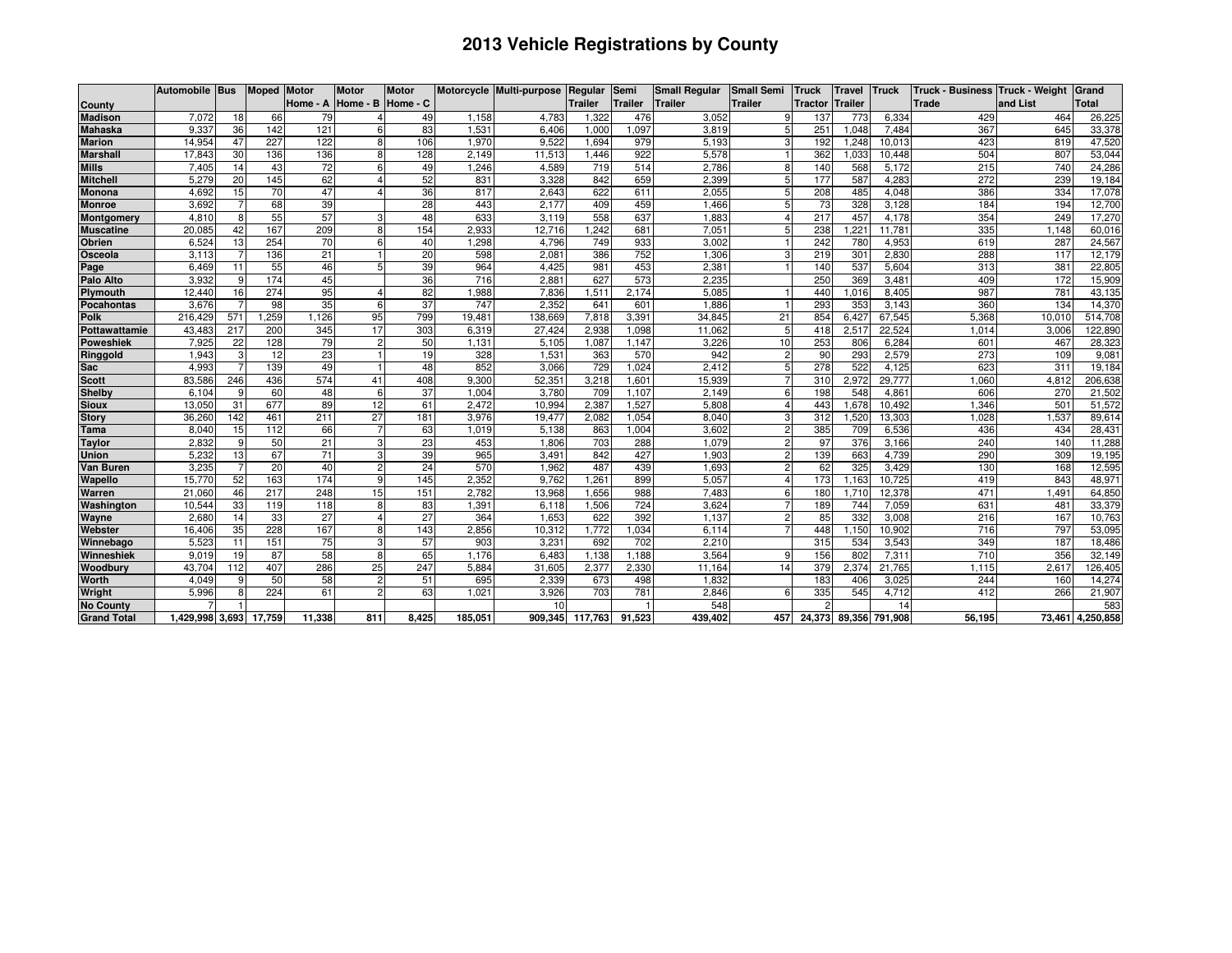# 2013 Vehicle Registrations by County

| County | Automobile | Bus | Moped | Motor Home - A | Motor Home - B | Motor Home - C | Motorcycle | Multi-purpose | Regular Trailer | Semi Trailer | Small Regular Trailer | Small Semi Trailer | Truck Tractor | Travel Trailer | Truck | Truck - Business Trade | Truck - Weight and List | Grand Total |
|---|---|---|---|---|---|---|---|---|---|---|---|---|---|---|---|---|---|---|
| Madison | 7,072 | 18 | 66 | 79 | 4 | 49 | 1,158 | 4,783 | 1,322 | 476 | 3,052 | 9 | 137 | 773 | 6,334 | 429 | 464 | 26,225 |
| Mahaska | 9,337 | 36 | 142 | 121 | 6 | 83 | 1,531 | 6,406 | 1,000 | 1,097 | 3,819 | 5 | 251 | 1,048 | 7,484 | 367 | 645 | 33,378 |
| Marion | 14,954 | 47 | 227 | 122 | 8 | 106 | 1,970 | 9,522 | 1,694 | 979 | 5,193 | 3 | 192 | 1,248 | 10,013 | 423 | 819 | 47,520 |
| Marshall | 17,843 | 30 | 136 | 136 | 8 | 128 | 2,149 | 11,513 | 1,446 | 922 | 5,578 | 1 | 362 | 1,033 | 10,448 | 504 | 807 | 53,044 |
| Mills | 7,405 | 14 | 43 | 72 | 6 | 49 | 1,246 | 4,589 | 719 | 514 | 2,786 | 8 | 140 | 568 | 5,172 | 215 | 740 | 24,286 |
| Mitchell | 5,279 | 20 | 145 | 62 | 4 | 52 | 831 | 3,328 | 842 | 659 | 2,399 | 5 | 177 | 587 | 4,283 | 272 | 239 | 19,184 |
| Monona | 4,692 | 15 | 70 | 47 | 4 | 36 | 817 | 2,643 | 622 | 611 | 2,055 | 5 | 208 | 485 | 4,048 | 386 | 334 | 17,078 |
| Monroe | 3,692 | 7 | 68 | 39 | | 28 | 443 | 2,177 | 409 | 459 | 1,466 | 5 | 73 | 328 | 3,128 | 184 | 194 | 12,700 |
| Montgomery | 4,810 | 8 | 55 | 57 | 3 | 48 | 633 | 3,119 | 558 | 637 | 1,883 | 4 | 217 | 457 | 4,178 | 354 | 249 | 17,270 |
| Muscatine | 20,085 | 42 | 167 | 209 | 8 | 154 | 2,933 | 12,716 | 1,242 | 681 | 7,051 | 5 | 238 | 1,221 | 11,781 | 335 | 1,148 | 60,016 |
| Obrien | 6,524 | 13 | 254 | 70 | 6 | 40 | 1,298 | 4,796 | 749 | 933 | 3,002 | 1 | 242 | 780 | 4,953 | 619 | 287 | 24,567 |
| Osceola | 3,113 | 7 | 136 | 21 | 1 | 20 | 598 | 2,081 | 386 | 752 | 1,306 | 3 | 219 | 301 | 2,830 | 288 | 117 | 12,179 |
| Page | 6,469 | 11 | 55 | 46 | 5 | 39 | 964 | 4,425 | 981 | 453 | 2,381 | 1 | 140 | 537 | 5,604 | 313 | 381 | 22,805 |
| Palo Alto | 3,932 | 9 | 174 | 45 | | 36 | 716 | 2,881 | 627 | 573 | 2,235 | | 250 | 369 | 3,481 | 409 | 172 | 15,909 |
| Plymouth | 12,440 | 16 | 274 | 95 | 4 | 82 | 1,988 | 7,836 | 1,511 | 2,174 | 5,085 | 1 | 440 | 1,016 | 8,405 | 987 | 781 | 43,135 |
| Pocahontas | 3,676 | 7 | 98 | 35 | 6 | 37 | 747 | 2,352 | 641 | 601 | 1,886 | 1 | 293 | 353 | 3,143 | 360 | 134 | 14,370 |
| Polk | 216,429 | 571 | 1,259 | 1,126 | 95 | 799 | 19,481 | 138,669 | 7,818 | 3,391 | 34,845 | 21 | 854 | 6,427 | 67,545 | 5,368 | 10,010 | 514,708 |
| Pottawattamie | 43,483 | 217 | 200 | 345 | 17 | 303 | 6,319 | 27,424 | 2,938 | 1,098 | 11,062 | 5 | 418 | 2,517 | 22,524 | 1,014 | 3,006 | 122,890 |
| Poweshiek | 7,925 | 22 | 128 | 79 | 2 | 50 | 1,131 | 5,105 | 1,087 | 1,147 | 3,226 | 10 | 253 | 806 | 6,284 | 601 | 467 | 28,323 |
| Ringgold | 1,943 | 3 | 12 | 23 | 1 | 19 | 328 | 1,531 | 363 | 570 | 942 | 2 | 90 | 293 | 2,579 | 273 | 109 | 9,081 |
| Sac | 4,993 | 7 | 139 | 49 | 1 | 48 | 852 | 3,066 | 729 | 1,024 | 2,412 | 5 | 278 | 522 | 4,125 | 623 | 311 | 19,184 |
| Scott | 83,586 | 246 | 436 | 574 | 41 | 408 | 9,300 | 52,351 | 3,218 | 1,601 | 15,939 | 7 | 310 | 2,972 | 29,777 | 1,060 | 4,812 | 206,638 |
| Shelby | 6,104 | 9 | 60 | 48 | 6 | 37 | 1,004 | 3,780 | 709 | 1,107 | 2,149 | 6 | 198 | 548 | 4,861 | 606 | 270 | 21,502 |
| Sioux | 13,050 | 31 | 677 | 89 | 12 | 61 | 2,472 | 10,994 | 2,387 | 1,527 | 5,808 | 4 | 443 | 1,678 | 10,492 | 1,346 | 501 | 51,572 |
| Story | 36,260 | 142 | 461 | 211 | 27 | 181 | 3,976 | 19,477 | 2,082 | 1,054 | 8,040 | 3 | 312 | 1,520 | 13,303 | 1,028 | 1,537 | 89,614 |
| Tama | 8,040 | 15 | 112 | 66 | 7 | 63 | 1,019 | 5,138 | 863 | 1,004 | 3,602 | 2 | 385 | 709 | 6,536 | 436 | 434 | 28,431 |
| Taylor | 2,832 | 9 | 50 | 21 | 3 | 23 | 453 | 1,806 | 703 | 288 | 1,079 | 2 | 97 | 376 | 3,166 | 240 | 140 | 11,288 |
| Union | 5,232 | 13 | 67 | 71 | 3 | 39 | 965 | 3,491 | 842 | 427 | 1,903 | 2 | 139 | 663 | 4,739 | 290 | 309 | 19,195 |
| Van Buren | 3,235 | 7 | 20 | 40 | 2 | 24 | 570 | 1,962 | 487 | 439 | 1,693 | 2 | 62 | 325 | 3,429 | 130 | 168 | 12,595 |
| Wapello | 15,770 | 52 | 163 | 174 | 9 | 145 | 2,352 | 9,762 | 1,261 | 899 | 5,057 | 4 | 173 | 1,163 | 10,725 | 419 | 843 | 48,971 |
| Warren | 21,060 | 46 | 217 | 248 | 15 | 151 | 2,782 | 13,968 | 1,656 | 988 | 7,483 | 6 | 180 | 1,710 | 12,378 | 471 | 1,491 | 64,850 |
| Washington | 10,544 | 33 | 119 | 118 | 8 | 83 | 1,391 | 6,118 | 1,506 | 724 | 3,624 | 7 | 189 | 744 | 7,059 | 631 | 481 | 33,379 |
| Wayne | 2,680 | 14 | 33 | 27 | 4 | 27 | 364 | 1,653 | 622 | 392 | 1,137 | 2 | 85 | 332 | 3,008 | 216 | 167 | 10,763 |
| Webster | 16,406 | 35 | 228 | 167 | 8 | 143 | 2,856 | 10,312 | 1,772 | 1,034 | 6,114 | 7 | 448 | 1,150 | 10,902 | 716 | 797 | 53,095 |
| Winnebago | 5,523 | 11 | 151 | 75 | 3 | 57 | 903 | 3,231 | 692 | 702 | 2,210 | | 315 | 534 | 3,543 | 349 | 187 | 18,486 |
| Winneshiek | 9,019 | 19 | 87 | 58 | 8 | 65 | 1,176 | 6,483 | 1,138 | 1,188 | 3,564 | 9 | 156 | 802 | 7,311 | 710 | 356 | 32,149 |
| Woodbury | 43,704 | 112 | 407 | 286 | 25 | 247 | 5,884 | 31,605 | 2,377 | 2,330 | 11,164 | 14 | 379 | 2,374 | 21,765 | 1,115 | 2,617 | 126,405 |
| Worth | 4,049 | 9 | 50 | 58 | 2 | 51 | 695 | 2,339 | 673 | 498 | 1,832 | | 183 | 406 | 3,025 | 244 | 160 | 14,274 |
| Wright | 5,996 | 8 | 224 | 61 | 2 | 63 | 1,021 | 3,926 | 703 | 781 | 2,846 | 6 | 335 | 545 | 4,712 | 412 | 266 | 21,907 |
| No County | 7 | 1 | | | | | | 10 | | 1 | 548 | | 2 | | 14 | | | 583 |
| Grand Total | 1,429,998 | 3,693 | 17,759 | 11,338 | 811 | 8,425 | 185,051 | 909,345 | 117,763 | 91,523 | 439,402 | 457 | 24,373 | 89,356 | 791,908 | 56,195 | 73,461 | 4,250,858 |